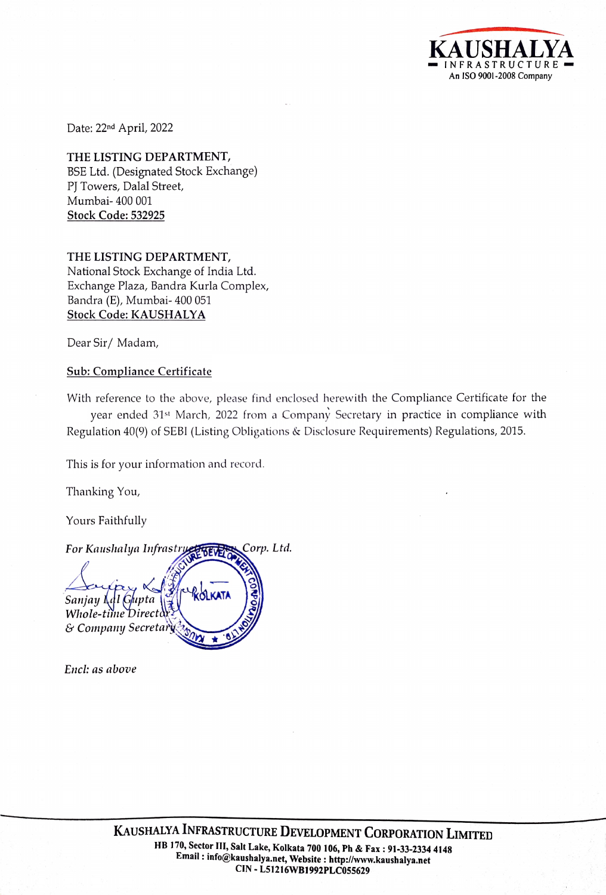KAUSHALYA
INFRASTRUCTURE
An ISO 9001-2008 Company

Date: 22nd April, 2022

**THE LISTING DEPARTMENT,**
BSE Ltd. (Designated Stock Exchange)
PJ Towers, Dalal Street,
Mumbai- 400 001
**Stock Code: 532925**

**THE LISTING DEPARTMENT,**
National Stock Exchange of India Ltd.
Exchange Plaza, Bandra Kurla Complex,
Bandra (E), Mumbai- 400 051
**Stock Code: KAUSHALYA**

Dear Sir/ Madam,

**Sub: Compliance Certificate**

With reference to the above, please find enclosed herewith the Compliance Certificate for the year ended 31st March, 2022 from a Company Secretary in practice in compliance with Regulation 40(9) of SEBI (Listing Obligations & Disclosure Requirements) Regulations, 2015.

This is for your information and record.

Thanking You,

Yours Faithfully

*For Kaushalya Infrastructure Dev. Corp. Ltd.*

*Sanjay Lal Gupta*
*Whole-time Director*
*& Company Secretary*

*Encl: as above*

**KAUSHALYA INFRASTRUCTURE DEVELOPMENT CORPORATION LIMITED**
HB 170, Sector III, Salt Lake, Kolkata 700 106, Ph & Fax : 91-33-2334 4148
Email : info@kaushalya.net, Website : http://www.kaushalya.net
CIN - L51216WB1992PLC055629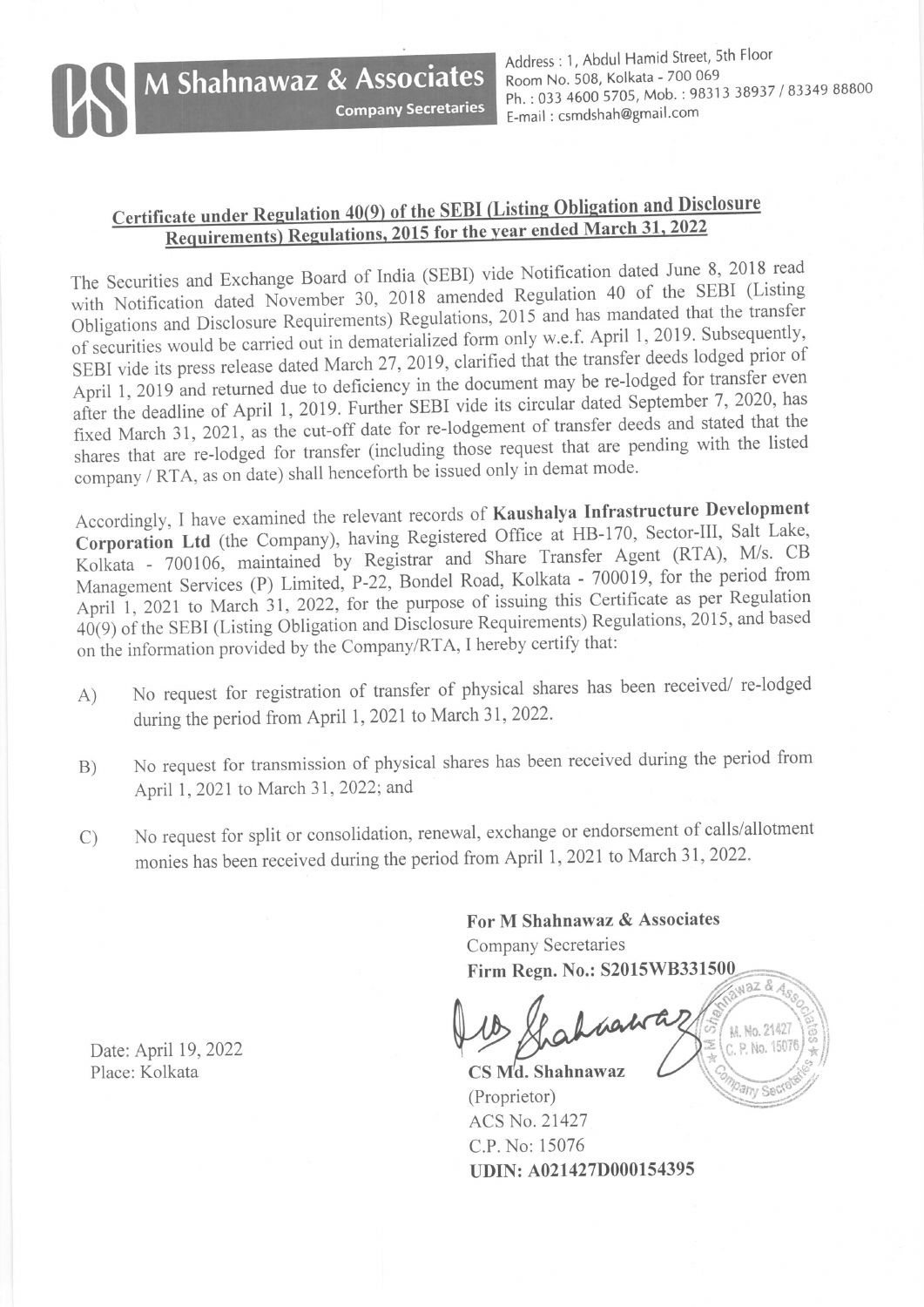M Shahnawaz & Associates
Company Secretaries

Address : 1, Abdul Hamid Street, 5th Floor
Room No. 508, Kolkata - 700 069
Ph. : 033 4600 5705, Mob. : 98313 38937 / 83349 88800
E-mail : csmdshah@gmail.com

## Certificate under Regulation 40(9) of the SEBI (Listing Obligation and Disclosure Requirements) Regulations, 2015 for the year ended March 31, 2022

The Securities and Exchange Board of India (SEBI) vide Notification dated June 8, 2018 read with Notification dated November 30, 2018 amended Regulation 40 of the SEBI (Listing Obligations and Disclosure Requirements) Regulations, 2015 and has mandated that the transfer of securities would be carried out in dematerialized form only w.e.f. April 1, 2019. Subsequently, SEBI vide its press release dated March 27, 2019, clarified that the transfer deeds lodged prior of April 1, 2019 and returned due to deficiency in the document may be re-lodged for transfer even after the deadline of April 1, 2019. Further SEBI vide its circular dated September 7, 2020, has fixed March 31, 2021, as the cut-off date for re-lodgement of transfer deeds and stated that the shares that are re-lodged for transfer (including those request that are pending with the listed company / RTA, as on date) shall henceforth be issued only in demat mode.

Accordingly, I have examined the relevant records of **Kaushalya Infrastructure Development Corporation Ltd** (the Company), having Registered Office at HB-170, Sector-III, Salt Lake, Kolkata - 700106, maintained by Registrar and Share Transfer Agent (RTA), M/s. CB Management Services (P) Limited, P-22, Bondel Road, Kolkata - 700019, for the period from April 1, 2021 to March 31, 2022, for the purpose of issuing this Certificate as per Regulation 40(9) of the SEBI (Listing Obligation and Disclosure Requirements) Regulations, 2015, and based on the information provided by the Company/RTA, I hereby certify that:

A) No request for registration of transfer of physical shares has been received/ re-lodged during the period from April 1, 2021 to March 31, 2022.

B) No request for transmission of physical shares has been received during the period from April 1, 2021 to March 31, 2022; and

C) No request for split or consolidation, renewal, exchange or endorsement of calls/allotment monies has been received during the period from April 1, 2021 to March 31, 2022.

**For M Shahnawaz & Associates**
Company Secretaries
**Firm Regn. No.: S2015WB331500**

**CS Md. Shahnawaz**
(Proprietor)
ACS No. 21427
C.P. No: 15076
**UDIN: A021427D000154395**

Date: April 19, 2022
Place: Kolkata